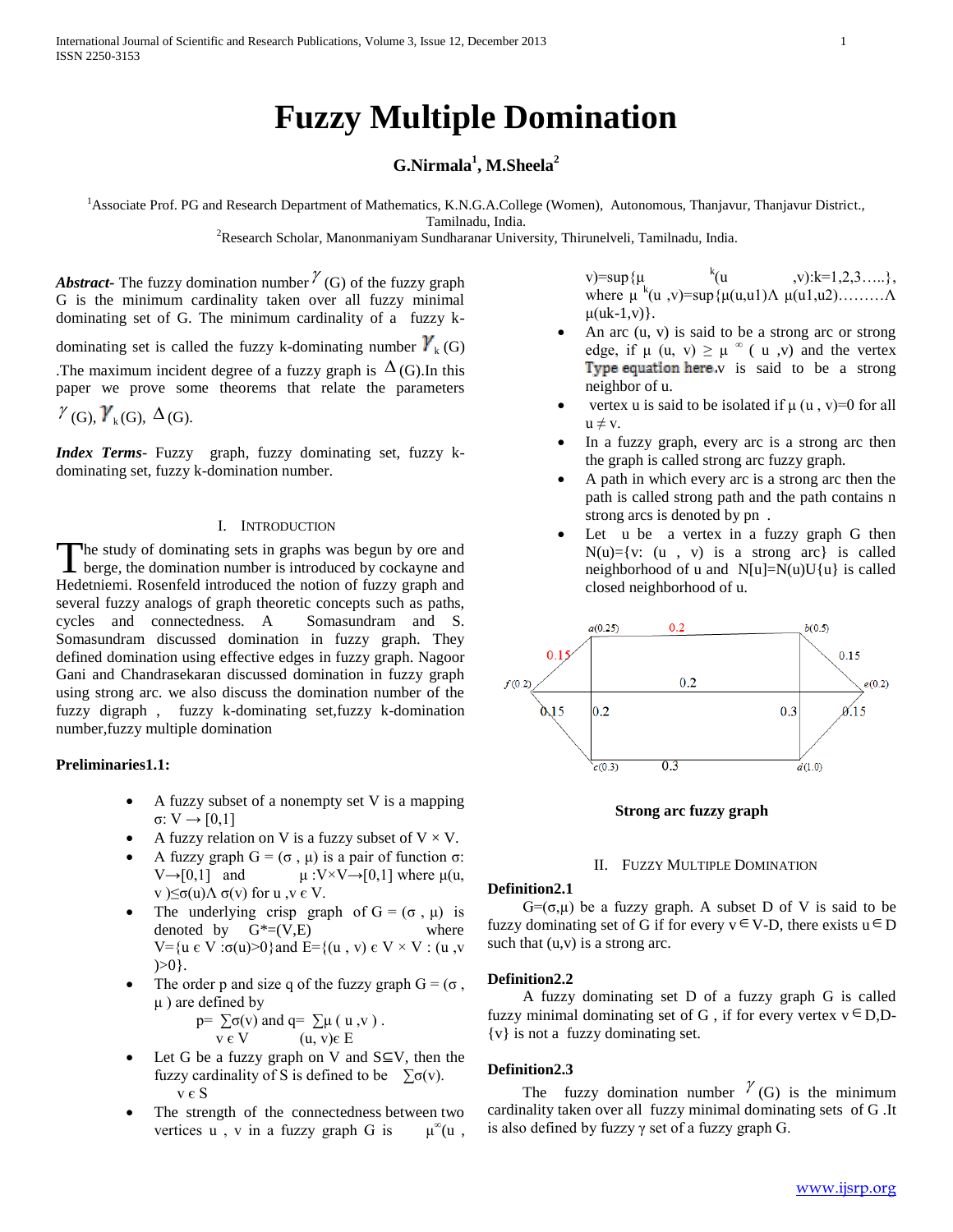# Fuzzy Multiple Domination

**G.Nirmala[1], M.Sheela[2]**

[1]Associate Prof. PG and Research Department of Mathematics, K.N.G.A.College (Women), Autonomous, Thanjavur, Thanjavur District., Tamilnadu, India.
[2]Research Scholar, Manonmaniyam Sundharanar University, Thirunelveli, Tamilnadu, India.

***Abstract***- The fuzzy domination number $\gamma$ (G) of the fuzzy graph G is the minimum cardinality taken over all fuzzy minimal dominating set of G. The minimum cardinality of a fuzzy k-dominating set is called the fuzzy k-dominating number $\gamma_k$ (G) .The maximum incident degree of a fuzzy graph is $\Delta$ (G).In this paper we prove some theorems that relate the parameters $\gamma$ (G), $\gamma_k$(G), $\Delta$ (G).

***Index Terms***- Fuzzy graph, fuzzy dominating set, fuzzy k-dominating set, fuzzy k-domination number.

## I. Introduction

The study of dominating sets in graphs was begun by ore and berge, the domination number is introduced by cockayne and Hedetniemi. Rosenfeld introduced the notion of fuzzy graph and several fuzzy analogs of graph theoretic concepts such as paths, cycles and connectedness. A Somasundram and S. Somasundram discussed domination in fuzzy graph. They defined domination using effective edges in fuzzy graph. Nagoor Gani and Chandrasekaran discussed domination in fuzzy graph using strong arc. we also discuss the domination number of the fuzzy digraph , fuzzy k-dominating set,fuzzy k-domination number,fuzzy multiple domination

**Preliminaries1.1:**

- A fuzzy subset of a nonempty set V is a mapping $\sigma: V \rightarrow [0,1]$
- A fuzzy relation on V is a fuzzy subset of V × V.
- A fuzzy graph G = (σ , μ) is a pair of function $\sigma: V \rightarrow [0,1]$ and $\mu: V\times V \rightarrow [0,1]$ where $\mu(u, v) \leq \sigma(u) \wedge \sigma(v)$ for u ,v ϵ V.
- The underlying crisp graph of G = (σ , μ) is denoted by G*=(V,E) where V={u ϵ V :σ(u)>0}and E={(u , v) ϵ V × V : (u ,v )>0}.
- The order p and size q of the fuzzy graph G = (σ , μ ) are defined by
  $$p = \sum_{v \in V} \sigma(v) \text{ and } q = \sum_{(u,v) \in E} \mu(u,v).$$
- Let G be a fuzzy graph on V and S⊆V, then the fuzzy cardinality of S is defined to be $\sum_{v \in S} \sigma(v)$.
- The strength of the connectedness between two vertices u , v in a fuzzy graph G is $\mu^{\infty}(u, v) = \sup\{\mu^k(u, v): k=1,2,3\ldots\}$, where $\mu^k(u, v) = \sup\{\mu(u,u1) \wedge \mu(u1,u2) \ldots \wedge \mu(uk-1,v)\}$.
- An arc (u, v) is said to be a strong arc or strong edge, if $\mu(u, v) \geq \mu^{\infty}(u, v)$ and the vertex Type equation here.v is said to be a strong neighbor of u.
- vertex u is said to be isolated if μ (u , v)=0 for all u ≠ v.
- In a fuzzy graph, every arc is a strong arc then the graph is called strong arc fuzzy graph.
- A path in which every arc is a strong arc then the path is called strong path and the path contains n strong arcs is denoted by pn .
- Let u be a vertex in a fuzzy graph G then N(u)={v: (u , v) is a strong arc} is called neighborhood of u and N[u]=N(u)U{u} is called closed neighborhood of u.

**Strong arc fuzzy graph**

## II. Fuzzy Multiple Domination

**Definition2.1**

G=(σ,μ) be a fuzzy graph. A subset D of V is said to be fuzzy dominating set of G if for every v∈V-D, there exists u∈D such that (u,v) is a strong arc.

**Definition2.2**

A fuzzy dominating set D of a fuzzy graph G is called fuzzy minimal dominating set of G , if for every vertex v∈D,D-{v} is not a fuzzy dominating set.

**Definition2.3**

The fuzzy domination number $\gamma$ (G) is the minimum cardinality taken over all fuzzy minimal dominating sets of G .It is also defined by fuzzy γ set of a fuzzy graph G.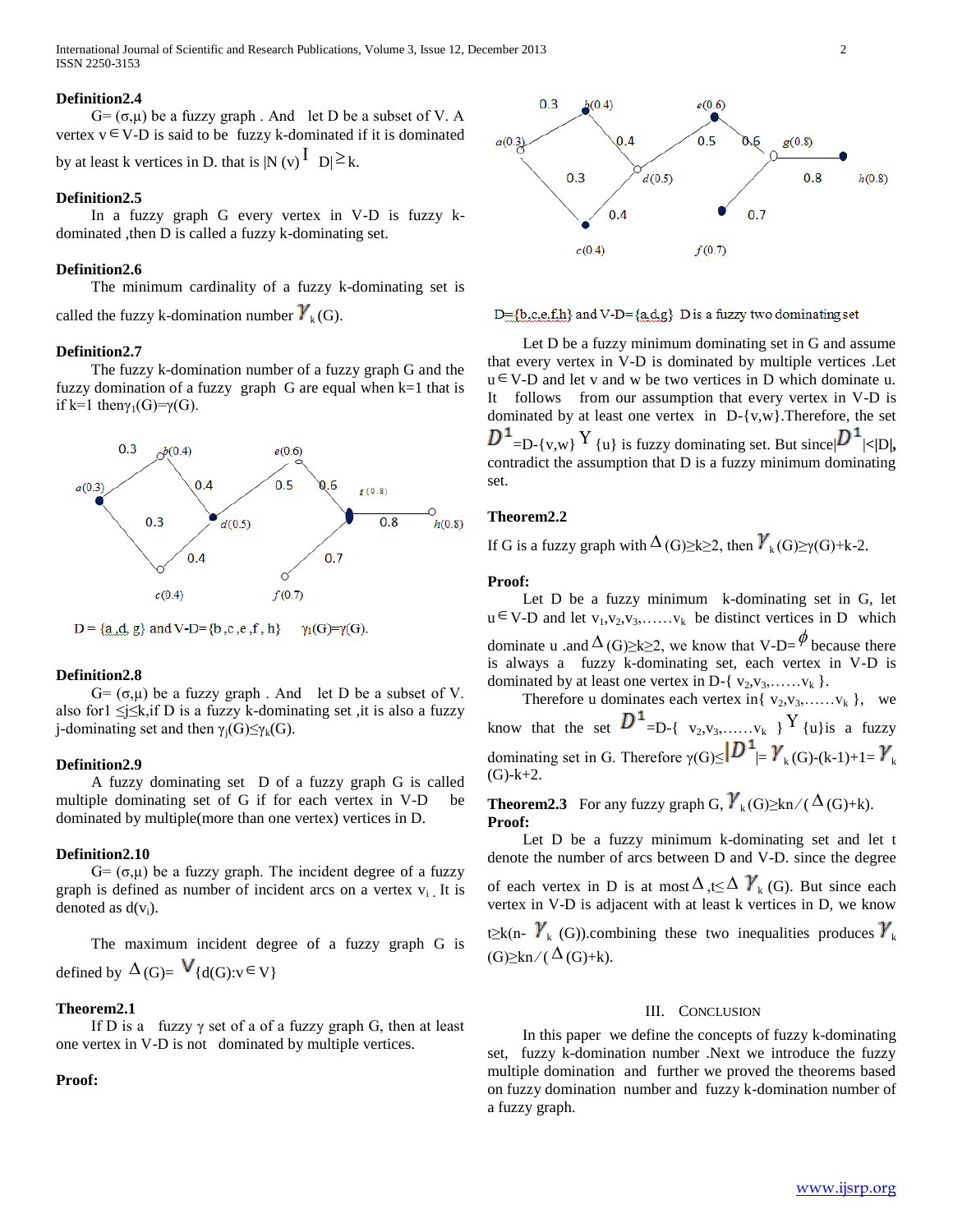**Definition2.4**

G= (σ,μ) be a fuzzy graph . And let D be a subset of V. A vertex $v \in V$-D is said to be fuzzy k-dominated if it is dominated by at least k vertices in D. that is $|N(v) \cap D| \geq k$.

**Definition2.5**

In a fuzzy graph G every vertex in V-D is fuzzy k-dominated ,then D is called a fuzzy k-dominating set.

**Definition2.6**

The minimum cardinality of a fuzzy k-dominating set is called the fuzzy k-domination number $\gamma_k$(G).

**Definition2.7**

The fuzzy k-domination number of a fuzzy graph G and the fuzzy domination of a fuzzy graph G are equal when k=1 that is if k=1 then$\gamma_1(G)=\gamma(G)$.

D = {a ,d, g} and V-D={b ,c ,e ,f , h} $\gamma_1(G)=\gamma(G)$.

**Definition2.8**

G= (σ,μ) be a fuzzy graph . And let D be a subset of V. also for$1 \leq j \leq k$,if D is a fuzzy k-dominating set ,it is also a fuzzy j-dominating set and then $\gamma_j(G) \leq \gamma_k(G)$.

**Definition2.9**

A fuzzy dominating set D of a fuzzy graph G is called multiple dominating set of G if for each vertex in V-D be dominated by multiple(more than one vertex) vertices in D.

**Definition2.10**

G= (σ,μ) be a fuzzy graph. The incident degree of a fuzzy graph is defined as number of incident arcs on a vertex $v_i$ . It is denoted as $d(v_i)$.

The maximum incident degree of a fuzzy graph G is defined by $\Delta(G) = \vee\{d(G): v \in V\}$

**Theorem2.1**

If D is a fuzzy γ set of a of a fuzzy graph G, then at least one vertex in V-D is not dominated by multiple vertices.

**Proof:**

D={b,c,e,f,h} and V-D={a,d,g} D is a fuzzy two dominating set

Let D be a fuzzy minimum dominating set in G and assume that every vertex in V-D is dominated by multiple vertices .Let $u \in V$-D and let v and w be two vertices in D which dominate u. It follows from our assumption that every vertex in V-D is dominated by at least one vertex in D-{v,w}.Therefore, the set $D^1$=D-{v,w} $\cup$ {u} is fuzzy dominating set. But since$|D^1|<|D|$, contradict the assumption that D is a fuzzy minimum dominating set.

**Theorem2.2**

If G is a fuzzy graph with $\Delta(G) \geq k \geq 2$, then $\gamma_k(G) \geq \gamma(G)+k-2$.

**Proof:**

Let D be a fuzzy minimum k-dominating set in G, let $u \in V$-D and let $v_1, v_2, v_3, \ldots\ldots v_k$ be distinct vertices in D which dominate u .and $\Delta(G) \geq k \geq 2$, we know that V-D=$\phi$ because there is always a fuzzy k-dominating set, each vertex in V-D is dominated by at least one vertex in D-{ $v_2, v_3, \ldots\ldots v_k$ }.

Therefore u dominates each vertex in{ $v_2, v_3, \ldots\ldots v_k$ }, we know that the set $D^1$=D-{ $v_2, v_3, \ldots\ldots v_k$ } $\cup$ {u}is a fuzzy dominating set in G. Therefore $\gamma(G) \leq |D^1| = \gamma_k(G)-(k-1)+1 = \gamma_k(G)-k+2$.

**Theorem2.3** For any fuzzy graph G, $\gamma_k(G) \geq kn/(\Delta(G)+k)$.

**Proof:**

Let D be a fuzzy minimum k-dominating set and let t denote the number of arcs between D and V-D. since the degree of each vertex in D is at most $\Delta$ ,$t \leq \Delta\, \gamma_k$ (G). But since each vertex in V-D is adjacent with at least k vertices in D, we know $t \geq k(n-\gamma_k(G))$.combining these two inequalities produces $\gamma_k(G) \geq kn/(\Delta(G)+k)$.

## III. Conclusion

In this paper we define the concepts of fuzzy k-dominating set, fuzzy k-domination number .Next we introduce the fuzzy multiple domination and further we proved the theorems based on fuzzy domination number and fuzzy k-domination number of a fuzzy graph.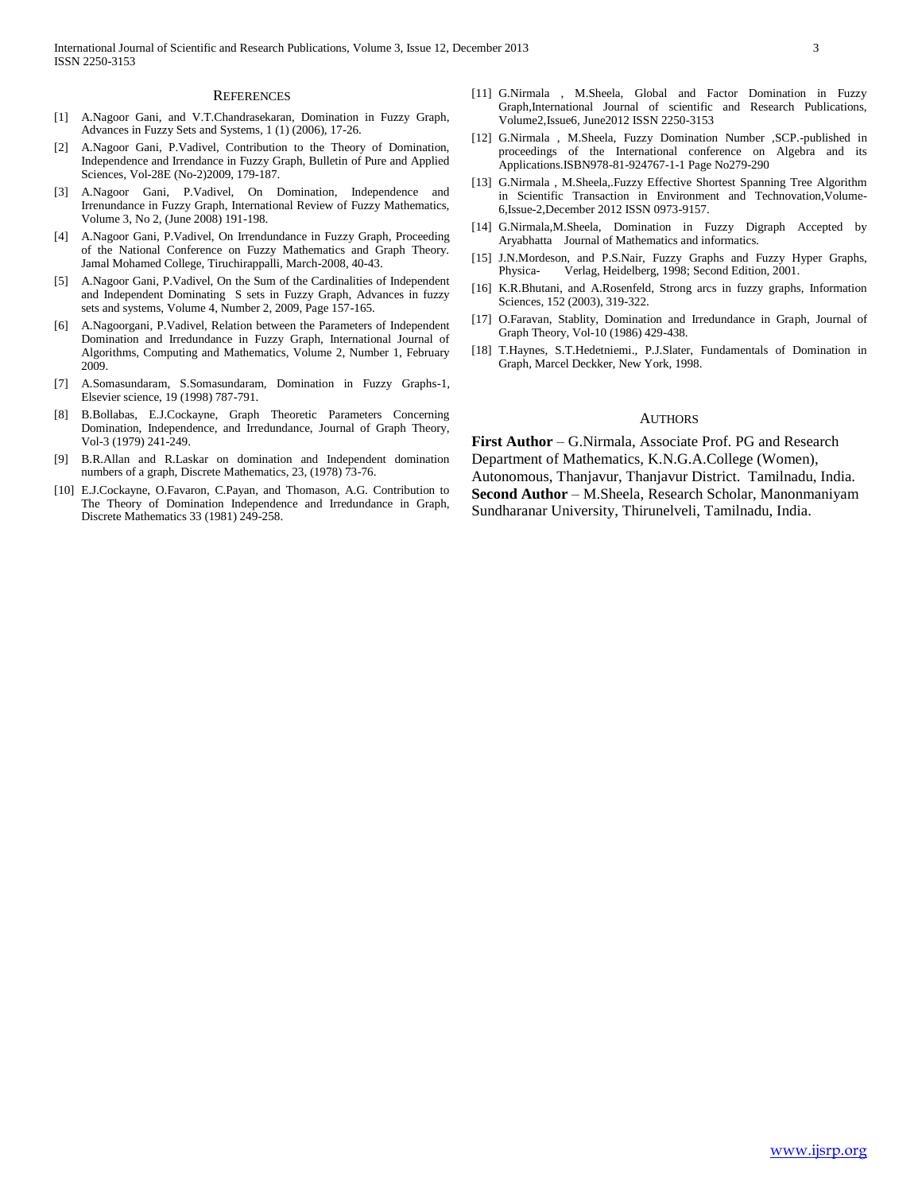## REFERENCES

[1] A.Nagoor Gani, and V.T.Chandrasekaran, Domination in Fuzzy Graph, Advances in Fuzzy Sets and Systems, 1 (1) (2006), 17-26.

[2] A.Nagoor Gani, P.Vadivel, Contribution to the Theory of Domination, Independence and Irrendance in Fuzzy Graph, Bulletin of Pure and Applied Sciences, Vol-28E (No-2)2009, 179-187.

[3] A.Nagoor Gani, P.Vadivel, On Domination, Independence and Irrenundance in Fuzzy Graph, International Review of Fuzzy Mathematics, Volume 3, No 2, (June 2008) 191-198.

[4] A.Nagoor Gani, P.Vadivel, On Irrendundance in Fuzzy Graph, Proceeding of the National Conference on Fuzzy Mathematics and Graph Theory. Jamal Mohamed College, Tiruchirappalli, March-2008, 40-43.

[5] A.Nagoor Gani, P.Vadivel, On the Sum of the Cardinalities of Independent and Independent Dominating S sets in Fuzzy Graph, Advances in fuzzy sets and systems, Volume 4, Number 2, 2009, Page 157-165.

[6] A.Nagoorgani, P.Vadivel, Relation between the Parameters of Independent Domination and Irredundance in Fuzzy Graph, International Journal of Algorithms, Computing and Mathematics, Volume 2, Number 1, February 2009.

[7] A.Somasundaram, S.Somasundaram, Domination in Fuzzy Graphs-1, Elsevier science, 19 (1998) 787-791.

[8] B.Bollabas, E.J.Cockayne, Graph Theoretic Parameters Concerning Domination, Independence, and Irredundance, Journal of Graph Theory, Vol-3 (1979) 241-249.

[9] B.R.Allan and R.Laskar on domination and Independent domination numbers of a graph, Discrete Mathematics, 23, (1978) 73-76.

[10] E.J.Cockayne, O.Favaron, C.Payan, and Thomason, A.G. Contribution to The Theory of Domination Independence and Irredundance in Graph, Discrete Mathematics 33 (1981) 249-258.

[11] G.Nirmala , M.Sheela, Global and Factor Domination in Fuzzy Graph,International Journal of scientific and Research Publications, Volume2,Issue6, June2012 ISSN 2250-3153

[12] G.Nirmala , M.Sheela, Fuzzy Domination Number ,SCP.-published in proceedings of the International conference on Algebra and its Applications.ISBN978-81-924767-1-1 Page No279-290

[13] G.Nirmala , M.Sheela,.Fuzzy Effective Shortest Spanning Tree Algorithm in Scientific Transaction in Environment and Technovation,Volume-6,Issue-2,December 2012 ISSN 0973-9157.

[14] G.Nirmala,M.Sheela, Domination in Fuzzy Digraph Accepted by Aryabhatta Journal of Mathematics and informatics.

[15] J.N.Mordeson, and P.S.Nair, Fuzzy Graphs and Fuzzy Hyper Graphs, Physica- Verlag, Heidelberg, 1998; Second Edition, 2001.

[16] K.R.Bhutani, and A.Rosenfeld, Strong arcs in fuzzy graphs, Information Sciences, 152 (2003), 319-322.

[17] O.Faravan, Stablity, Domination and Irredundance in Graph, Journal of Graph Theory, Vol-10 (1986) 429-438.

[18] T.Haynes, S.T.Hedetniemi., P.J.Slater, Fundamentals of Domination in Graph, Marcel Deckker, New York, 1998.

## AUTHORS

**First Author** – G.Nirmala, Associate Prof. PG and Research Department of Mathematics, K.N.G.A.College (Women), Autonomous, Thanjavur, Thanjavur District. Tamilnadu, India.

**Second Author** – M.Sheela, Research Scholar, Manonmaniyam Sundharanar University, Thirunelveli, Tamilnadu, India.